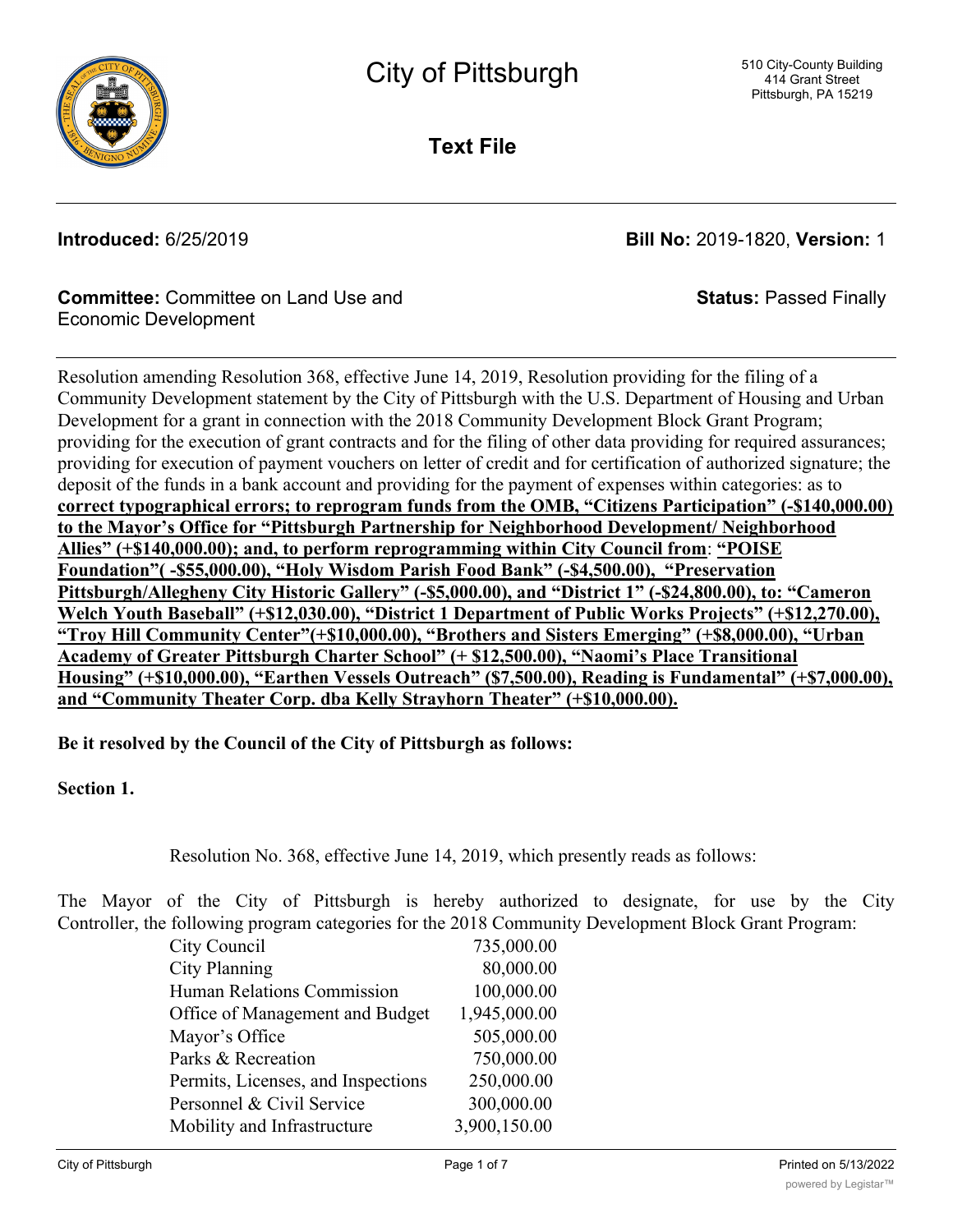# City of Pittsburgh

510 City-County Building
414 Grant Street
Pittsburgh, PA 15219

**Text File**

**Introduced:** 6/25/2019 **Bill No:** 2019-1820, **Version:** 1

**Committee:** Committee on Land Use and Economic Development **Status:** Passed Finally

Resolution amending Resolution 368, effective June 14, 2019, Resolution providing for the filing of a Community Development statement by the City of Pittsburgh with the U.S. Department of Housing and Urban Development for a grant in connection with the 2018 Community Development Block Grant Program; providing for the execution of grant contracts and for the filing of other data providing for required assurances; providing for execution of payment vouchers on letter of credit and for certification of authorized signature; the deposit of the funds in a bank account and providing for the payment of expenses within categories: as to **correct typographical errors; to reprogram funds from the OMB, "Citizens Participation" (-$140,000.00) to the Mayor's Office for "Pittsburgh Partnership for Neighborhood Development/ Neighborhood Allies" (+$140,000.00); and, to perform reprogramming within City Council from**: **"POISE Foundation"( -$55,000.00), "Holy Wisdom Parish Food Bank" (-$4,500.00), "Preservation Pittsburgh/Allegheny City Historic Gallery" (-$5,000.00), and "District 1" (-$24,800.00), to: "Cameron Welch Youth Baseball" (+$12,030.00), "District 1 Department of Public Works Projects" (+$12,270.00), "Troy Hill Community Center"(+$10,000.00), "Brothers and Sisters Emerging" (+$8,000.00), "Urban Academy of Greater Pittsburgh Charter School" (+ $12,500.00), "Naomi's Place Transitional Housing" (+$10,000.00), "Earthen Vessels Outreach" ($7,500.00), Reading is Fundamental" (+$7,000.00), and "Community Theater Corp. dba Kelly Strayhorn Theater" (+$10,000.00).**

**Be it resolved by the Council of the City of Pittsburgh as follows:**

**Section 1.**

Resolution No. 368, effective June 14, 2019, which presently reads as follows:

The Mayor of the City of Pittsburgh is hereby authorized to designate, for use by the City Controller, the following program categories for the 2018 Community Development Block Grant Program:

| | |
|---|---|
| City Council | 735,000.00 |
| City Planning | 80,000.00 |
| Human Relations Commission | 100,000.00 |
| Office of Management and Budget | 1,945,000.00 |
| Mayor's Office | 505,000.00 |
| Parks & Recreation | 750,000.00 |
| Permits, Licenses, and Inspections | 250,000.00 |
| Personnel & Civil Service | 300,000.00 |
| Mobility and Infrastructure | 3,900,150.00 |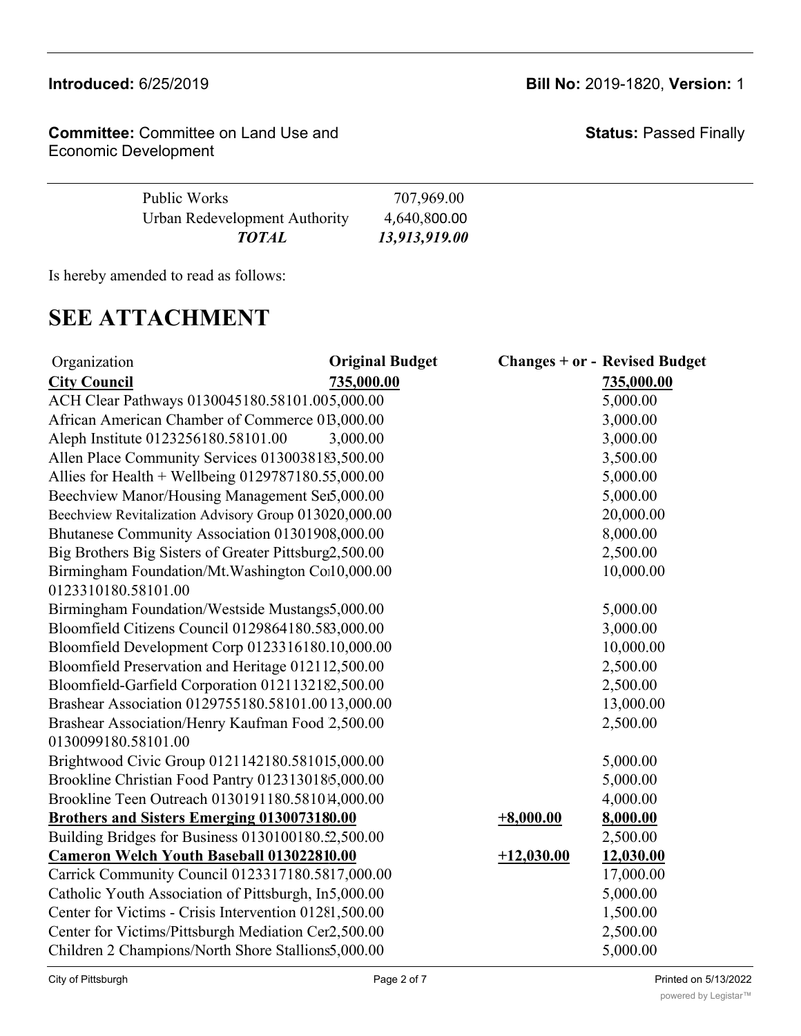**Introduced:** 6/25/2019 **Bill No:** 2019-1820, **Version:** 1

**Committee:** Committee on Land Use and Economic Development **Status:** Passed Finally

| | |
|---|---|
| Public Works | 707,969.00 |
| Urban Redevelopment Authority | 4,640,800.00 |
| ***TOTAL*** | ***13,913,919.00*** |

Is hereby amended to read as follows:

# SEE ATTACHMENT

| Organization | Original Budget | Changes + or - | Revised Budget |
|---|---|---|---|
| **City Council** | **735,000.00** | | **735,000.00** |
| ACH Clear Pathways 0130045180.58101.00 | 5,000.00 | | 5,000.00 |
| African American Chamber of Commerce 01 | 3,000.00 | | 3,000.00 |
| Aleph Institute 0123256180.58101.00 | 3,000.00 | | 3,000.00 |
| Allen Place Community Services 01300381 | 3,500.00 | | 3,500.00 |
| Allies for Health + Wellbeing 0129787180.5 | 5,000.00 | | 5,000.00 |
| Beechview Manor/Housing Management Se | 5,000.00 | | 5,000.00 |
| Beechview Revitalization Advisory Group 0130 | 20,000.00 | | 20,000.00 |
| Bhutanese Community Association 0130190 | 8,000.00 | | 8,000.00 |
| Big Brothers Big Sisters of Greater Pittsburg | 2,500.00 | | 2,500.00 |
| Birmingham Foundation/Mt.Washington Co 0123310180.58101.00 | 10,000.00 | | 10,000.00 |
| Birmingham Foundation/Westside Mustangs | 5,000.00 | | 5,000.00 |
| Bloomfield Citizens Council 0129864180.58 | 3,000.00 | | 3,000.00 |
| Bloomfield Development Corp 0123316180. | 10,000.00 | | 10,000.00 |
| Bloomfield Preservation and Heritage 01211 | 2,500.00 | | 2,500.00 |
| Bloomfield-Garfield Corporation 01211321 | 2,500.00 | | 2,500.00 |
| Brashear Association 0129755180.58101.00 | 13,000.00 | | 13,000.00 |
| Brashear Association/Henry Kaufman Food 0130099180.58101.00 | 2,500.00 | | 2,500.00 |
| Brightwood Civic Group 0121142180.58101 | 5,000.00 | | 5,000.00 |
| Brookline Christian Food Pantry 012313018 | 5,000.00 | | 5,000.00 |
| Brookline Teen Outreach 0130191180.5810 | 4,000.00 | | 4,000.00 |
| **Brothers and Sisters Emerging 0130073180.00** | | **+8,000.00** | **8,000.00** |
| Building Bridges for Business 0130100180.5 | 2,500.00 | | 2,500.00 |
| **Cameron Welch Youth Baseball 0130228100.00** | | **+12,030.00** | **12,030.00** |
| Carrick Community Council 0123317180.58 | 17,000.00 | | 17,000.00 |
| Catholic Youth Association of Pittsburgh, In | 5,000.00 | | 5,000.00 |
| Center for Victims - Crisis Intervention 012 | 81,500.00 | | 1,500.00 |
| Center for Victims/Pittsburgh Mediation Ce | 2,500.00 | | 2,500.00 |
| Children 2 Champions/North Shore Stallions | 5,000.00 | | 5,000.00 |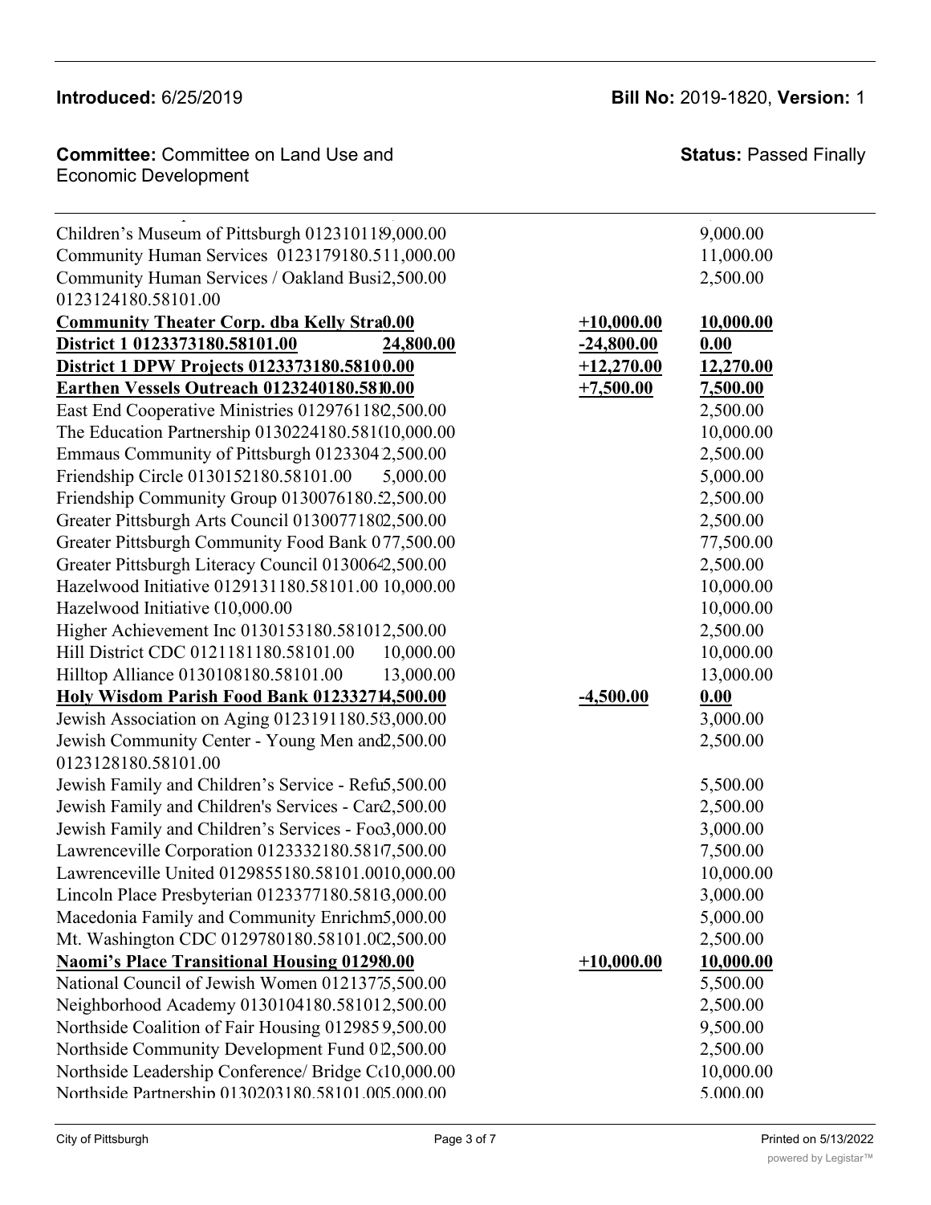**Introduced:** 6/25/2019

**Bill No:** 2019-1820, **Version:** 1

**Committee:** Committee on Land Use and Economic Development

**Status:** Passed Finally

| | | | |
|---|---|---|---|
| Children's Museum of Pittsburgh 012310119,000.00 | | | 9,000.00 |
| Community Human Services 0123179180.511,000.00 | | | 11,000.00 |
| Community Human Services / Oakland Busi2,500.00 0123124180.58101.00 | | | 2,500.00 |
| **Community Theater Corp. dba Kelly Stra0.00** | | **+10,000.00** | **10,000.00** |
| **District 1 0123373180.58101.00** | **24,800.00** | **-24,800.00** | **0.00** |
| **District 1 DPW Projects 0123373180.58100.00** | | **+12,270.00** | **12,270.00** |
| **Earthen Vessels Outreach 0123240180.5810.00** | | **+7,500.00** | **7,500.00** |
| East End Cooperative Ministries 01297611802,500.00 | | | 2,500.00 |
| The Education Partnership 0130224180.581010,000.00 | | | 10,000.00 |
| Emmaus Community of Pittsburgh 0123304 2,500.00 | | | 2,500.00 |
| Friendship Circle 0130152180.58101.00 | 5,000.00 | | 5,000.00 |
| Friendship Community Group 0130076180.52,500.00 | | | 2,500.00 |
| Greater Pittsburgh Arts Council 01300771802,500.00 | | | 2,500.00 |
| Greater Pittsburgh Community Food Bank 077,500.00 | | | 77,500.00 |
| Greater Pittsburgh Literacy Council 01300642,500.00 | | | 2,500.00 |
| Hazelwood Initiative 0129131180.58101.00 10,000.00 | | | 10,000.00 |
| Hazelwood Initiative (10,000.00 | | | 10,000.00 |
| Higher Achievement Inc 0130153180.581012,500.00 | | | 2,500.00 |
| Hill District CDC 0121181180.58101.00 | 10,000.00 | | 10,000.00 |
| Hilltop Alliance 0130108180.58101.00 | 13,000.00 | | 13,000.00 |
| **Holy Wisdom Parish Food Bank 01233271 4,500.00** | | **-4,500.00** | **0.00** |
| Jewish Association on Aging 0123191180.583,000.00 | | | 3,000.00 |
| Jewish Community Center - Young Men and2,500.00 0123128180.58101.00 | | | 2,500.00 |
| Jewish Family and Children's Service - Refu5,500.00 | | | 5,500.00 |
| Jewish Family and Children's Services - Car2,500.00 | | | 2,500.00 |
| Jewish Family and Children's Services - Foo3,000.00 | | | 3,000.00 |
| Lawrenceville Corporation 0123332180.5817,500.00 | | | 7,500.00 |
| Lawrenceville United 0129855180.58101.0010,000.00 | | | 10,000.00 |
| Lincoln Place Presbyterian 0123377180.5813,000.00 | | | 3,000.00 |
| Macedonia Family and Community Enrichm5,000.00 | | | 5,000.00 |
| Mt. Washington CDC 0129780180.58101.002,500.00 | | | 2,500.00 |
| **Naomi's Place Transitional Housing 01298 0.00** | | **+10,000.00** | **10,000.00** |
| National Council of Jewish Women 01213775,500.00 | | | 5,500.00 |
| Neighborhood Academy 0130104180.581012,500.00 | | | 2,500.00 |
| Northside Coalition of Fair Housing 012985 9,500.00 | | | 9,500.00 |
| Northside Community Development Fund 012,500.00 | | | 2,500.00 |
| Northside Leadership Conference/ Bridge C10,000.00 | | | 10,000.00 |
| Northside Partnership 0130203180.58101.005,000.00 | | | 5,000.00 |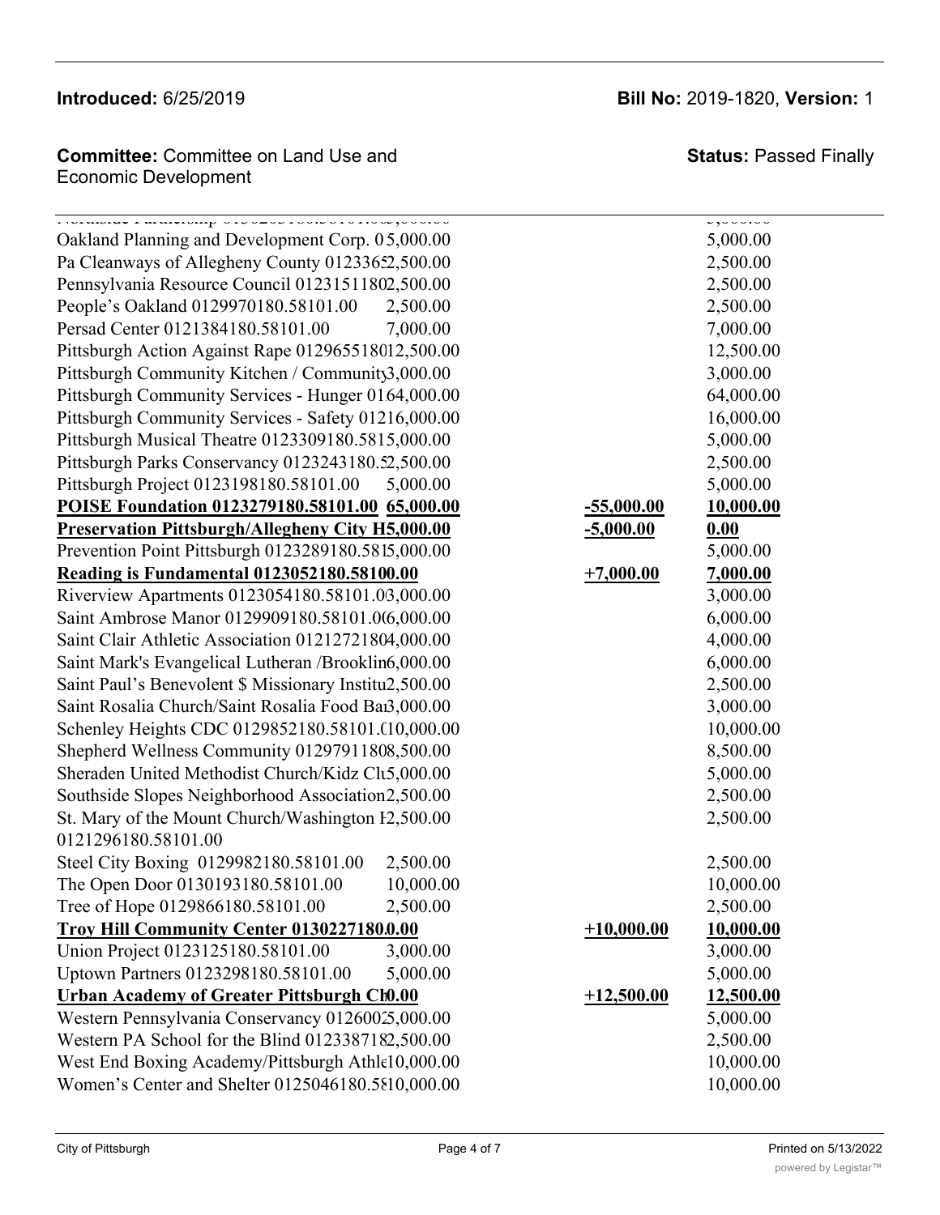| | | | |
|---|---|---|---|
| Northside Partnership 0130203180.58101.005,000.00 | | | 5,000.00 |
| Oakland Planning and Development Corp. 0 | 5,000.00 | | 5,000.00 |
| Pa Cleanways of Allegheny County 0123365 | 2,500.00 | | 2,500.00 |
| Pennsylvania Resource Council 0123151180 | 2,500.00 | | 2,500.00 |
| People's Oakland 0129970180.58101.00 | 2,500.00 | | 2,500.00 |
| Persad Center 0121384180.58101.00 | 7,000.00 | | 7,000.00 |
| Pittsburgh Action Against Rape 0129655180 | 12,500.00 | | 12,500.00 |
| Pittsburgh Community Kitchen / Community | 3,000.00 | | 3,000.00 |
| Pittsburgh Community Services - Hunger 01 | 64,000.00 | | 64,000.00 |
| Pittsburgh Community Services - Safety 012 | 16,000.00 | | 16,000.00 |
| Pittsburgh Musical Theatre 0123309180.581 | 5,000.00 | | 5,000.00 |
| Pittsburgh Parks Conservancy 0123243180.5 | 2,500.00 | | 2,500.00 |
| Pittsburgh Project 0123198180.58101.00 | 5,000.00 | | 5,000.00 |
| **POISE Foundation 0123279180.58101.00** | **65,000.00** | **-55,000.00** | **10,000.00** |
| **Preservation Pittsburgh/Allegheny City H** | **5,000.00** | **-5,000.00** | **0.00** |
| Prevention Point Pittsburgh 0123289180.581 | 5,000.00 | | 5,000.00 |
| **Reading is Fundamental 0123052180.581** | **0.00** | **+7,000.00** | **7,000.00** |
| Riverview Apartments 0123054180.58101.0 | 3,000.00 | | 3,000.00 |
| Saint Ambrose Manor 0129909180.58101.0 | 6,000.00 | | 6,000.00 |
| Saint Clair Athletic Association 0121272180 | 4,000.00 | | 4,000.00 |
| Saint Mark's Evangelical Lutheran /Brooklin | 6,000.00 | | 6,000.00 |
| Saint Paul's Benevolent $ Missionary Institu | 2,500.00 | | 2,500.00 |
| Saint Rosalia Church/Saint Rosalia Food Ba | 3,000.00 | | 3,000.00 |
| Schenley Heights CDC 0129852180.58101.0 | 10,000.00 | | 10,000.00 |
| Shepherd Wellness Community 0129791180 | 8,500.00 | | 8,500.00 |
| Sheraden United Methodist Church/Kidz Cl | 5,000.00 | | 5,000.00 |
| Southside Slopes Neighborhood Association | 2,500.00 | | 2,500.00 |
| St. Mary of the Mount Church/Washington I 0121296180.58101.00 | 2,500.00 | | 2,500.00 |
| Steel City Boxing 0129982180.58101.00 | 2,500.00 | | 2,500.00 |
| The Open Door 0130193180.58101.00 | 10,000.00 | | 10,000.00 |
| Tree of Hope 0129866180.58101.00 | 2,500.00 | | 2,500.00 |
| **Troy Hill Community Center 0130227180** | **0.00** | **+10,000.00** | **10,000.00** |
| Union Project 0123125180.58101.00 | 3,000.00 | | 3,000.00 |
| Uptown Partners 0123298180.58101.00 | 5,000.00 | | 5,000.00 |
| **Urban Academy of Greater Pittsburgh Ch** | **0.00** | **+12,500.00** | **12,500.00** |
| Western Pennsylvania Conservancy 012600 | 5,000.00 | | 5,000.00 |
| Western PA School for the Blind 012338718 | 2,500.00 | | 2,500.00 |
| West End Boxing Academy/Pittsburgh Athle | 10,000.00 | | 10,000.00 |
| Women's Center and Shelter 0125046180.58 | 10,000.00 | | 10,000.00 |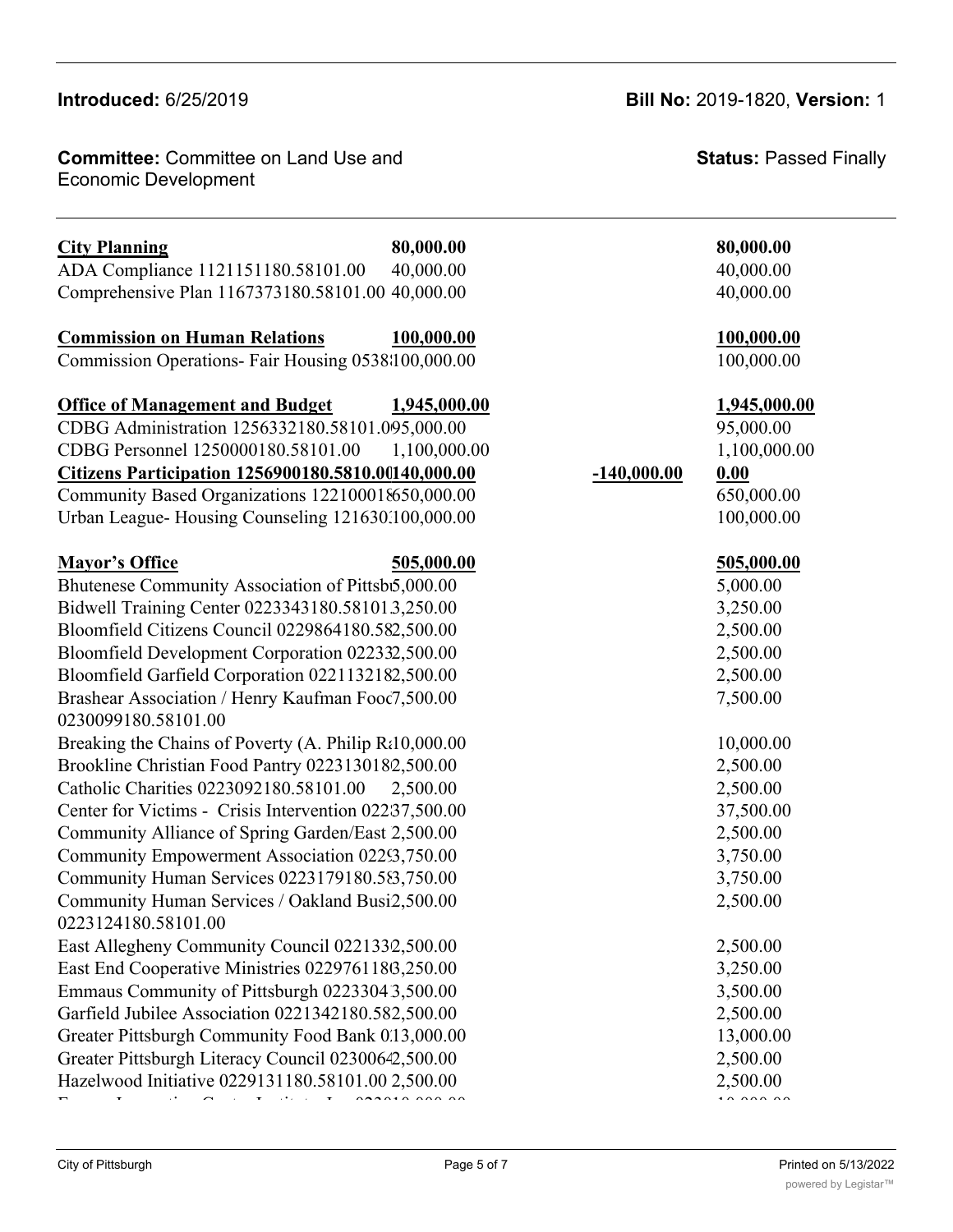Introduced: 6/25/2019

Bill No: 2019-1820, Version: 1

Committee: Committee on Land Use and Economic Development

Status: Passed Finally

| | | | |
|---|---|---|---|
| **City Planning** | **80,000.00** | | **80,000.00** |
| ADA Compliance 1121151180.58101.00 | 40,000.00 | | 40,000.00 |
| Comprehensive Plan 1167373180.58101.00 | 40,000.00 | | 40,000.00 |
| | | | |
| **Commission on Human Relations** | **100,000.00** | | **100,000.00** |
| Commission Operations- Fair Housing 0538 | 100,000.00 | | 100,000.00 |
| | | | |
| **Office of Management and Budget** | **1,945,000.00** | | **1,945,000.00** |
| CDBG Administration 1256332180.58101.0 | 95,000.00 | | 95,000.00 |
| CDBG Personnel 1250000180.58101.00 | 1,100,000.00 | | 1,100,000.00 |
| **Citizens Participation 1256900180.5810.00** | **140,000.00** | **-140,000.00** | **0.00** |
| Community Based Organizations 12210001 | 650,000.00 | | 650,000.00 |
| Urban League- Housing Counseling 121630 | 100,000.00 | | 100,000.00 |
| | | | |
| **Mayor's Office** | **505,000.00** | | **505,000.00** |
| Bhutenese Community Association of Pittsb | 5,000.00 | | 5,000.00 |
| Bidwell Training Center 0223343180.58101 | 3,250.00 | | 3,250.00 |
| Bloomfield Citizens Council 0229864180.58 | 2,500.00 | | 2,500.00 |
| Bloomfield Development Corporation 02233 | 2,500.00 | | 2,500.00 |
| Bloomfield Garfield Corporation 02211321 | 2,500.00 | | 2,500.00 |
| Brashear Association / Henry Kaufman Food 0230099180.58101.00 | 7,500.00 | | 7,500.00 |
| Breaking the Chains of Poverty (A. Philip R | 10,000.00 | | 10,000.00 |
| Brookline Christian Food Pantry 02231301 | 2,500.00 | | 2,500.00 |
| Catholic Charities 0223092180.58101.00 | 2,500.00 | | 2,500.00 |
| Center for Victims - Crisis Intervention 022 | 37,500.00 | | 37,500.00 |
| Community Alliance of Spring Garden/East | 2,500.00 | | 2,500.00 |
| Community Empowerment Association 022 | 3,750.00 | | 3,750.00 |
| Community Human Services 0223179180.5 | 3,750.00 | | 3,750.00 |
| Community Human Services / Oakland Busi 0223124180.58101.00 | 2,500.00 | | 2,500.00 |
| East Allegheny Community Council 022133 | 2,500.00 | | 2,500.00 |
| East End Cooperative Ministries 022976118 | 3,250.00 | | 3,250.00 |
| Emmaus Community of Pittsburgh 0223304 | 3,500.00 | | 3,500.00 |
| Garfield Jubilee Association 0221342180.58 | 2,500.00 | | 2,500.00 |
| Greater Pittsburgh Community Food Bank 0 | 13,000.00 | | 13,000.00 |
| Greater Pittsburgh Literacy Council 023006 | 2,500.00 | | 2,500.00 |
| Hazelwood Initiative 0229131180.58101.00 | 2,500.00 | | 2,500.00 |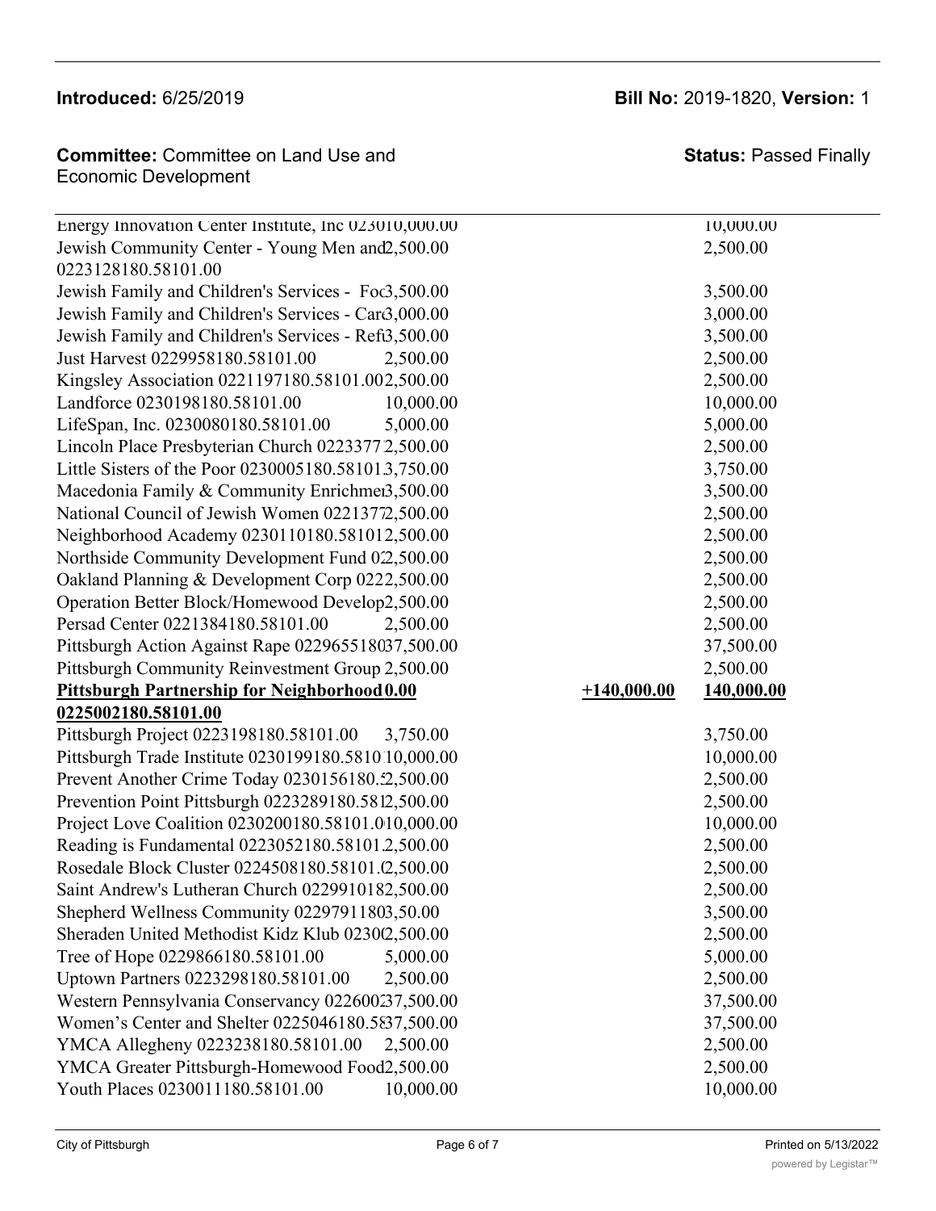**Introduced:** 6/25/2019

**Bill No:** 2019-1820, **Version:** 1

**Committee:** Committee on Land Use and Economic Development

**Status:** Passed Finally

| | | | |
|---|---|---|---|
| Energy Innovation Center Institute, Inc 0230 | 10,000.00 | | 10,000.00 |
| Jewish Community Center - Young Men and 0223128180.58101.00 | 2,500.00 | | 2,500.00 |
| Jewish Family and Children's Services - Foc | 3,500.00 | | 3,500.00 |
| Jewish Family and Children's Services - Car | 3,000.00 | | 3,000.00 |
| Jewish Family and Children's Services - Ref | 3,500.00 | | 3,500.00 |
| Just Harvest 0229958180.58101.00 | 2,500.00 | | 2,500.00 |
| Kingsley Association 0221197180.58101.00 | 2,500.00 | | 2,500.00 |
| Landforce 0230198180.58101.00 | 10,000.00 | | 10,000.00 |
| LifeSpan, Inc. 0230080180.58101.00 | 5,000.00 | | 5,000.00 |
| Lincoln Place Presbyterian Church 0223377 | 2,500.00 | | 2,500.00 |
| Little Sisters of the Poor 0230005180.58101 | 3,750.00 | | 3,750.00 |
| Macedonia Family & Community Enrichme | 3,500.00 | | 3,500.00 |
| National Council of Jewish Women 022137 | 2,500.00 | | 2,500.00 |
| Neighborhood Academy 0230110180.58101 | 2,500.00 | | 2,500.00 |
| Northside Community Development Fund 02 | 2,500.00 | | 2,500.00 |
| Oakland Planning & Development Corp 022 | 2,500.00 | | 2,500.00 |
| Operation Better Block/Homewood Develop | 2,500.00 | | 2,500.00 |
| Persad Center 0221384180.58101.00 | 2,500.00 | | 2,500.00 |
| Pittsburgh Action Against Rape 0229655180 | 37,500.00 | | 37,500.00 |
| Pittsburgh Community Reinvestment Group | 2,500.00 | | 2,500.00 |
| **Pittsburgh Partnership for Neighborhood 0225002180.58101.00** | **0.00** | **+140,000.00** | **140,000.00** |
| Pittsburgh Project 0223198180.58101.00 | 3,750.00 | | 3,750.00 |
| Pittsburgh Trade Institute 0230199180.5810 | 10,000.00 | | 10,000.00 |
| Prevent Another Crime Today 0230156180.5 | 2,500.00 | | 2,500.00 |
| Prevention Point Pittsburgh 0223289180.581 | 2,500.00 | | 2,500.00 |
| Project Love Coalition 0230200180.58101.0 | 10,000.00 | | 10,000.00 |
| Reading is Fundamental 0223052180.58101 | 2,500.00 | | 2,500.00 |
| Rosedale Block Cluster 0224508180.58101.0 | 2,500.00 | | 2,500.00 |
| Saint Andrew's Lutheran Church 022991018 | 2,500.00 | | 2,500.00 |
| Shepherd Wellness Community 0229791180 | 3,50.00 | | 3,500.00 |
| Sheraden United Methodist Kidz Klub 0230 | 2,500.00 | | 2,500.00 |
| Tree of Hope 0229866180.58101.00 | 5,000.00 | | 5,000.00 |
| Uptown Partners 0223298180.58101.00 | 2,500.00 | | 2,500.00 |
| Western Pennsylvania Conservancy 022600 | 37,500.00 | | 37,500.00 |
| Women's Center and Shelter 0225046180.58 | 37,500.00 | | 37,500.00 |
| YMCA Allegheny 0223238180.58101.00 | 2,500.00 | | 2,500.00 |
| YMCA Greater Pittsburgh-Homewood Food | 2,500.00 | | 2,500.00 |
| Youth Places 0230011180.58101.00 | 10,000.00 | | 10,000.00 |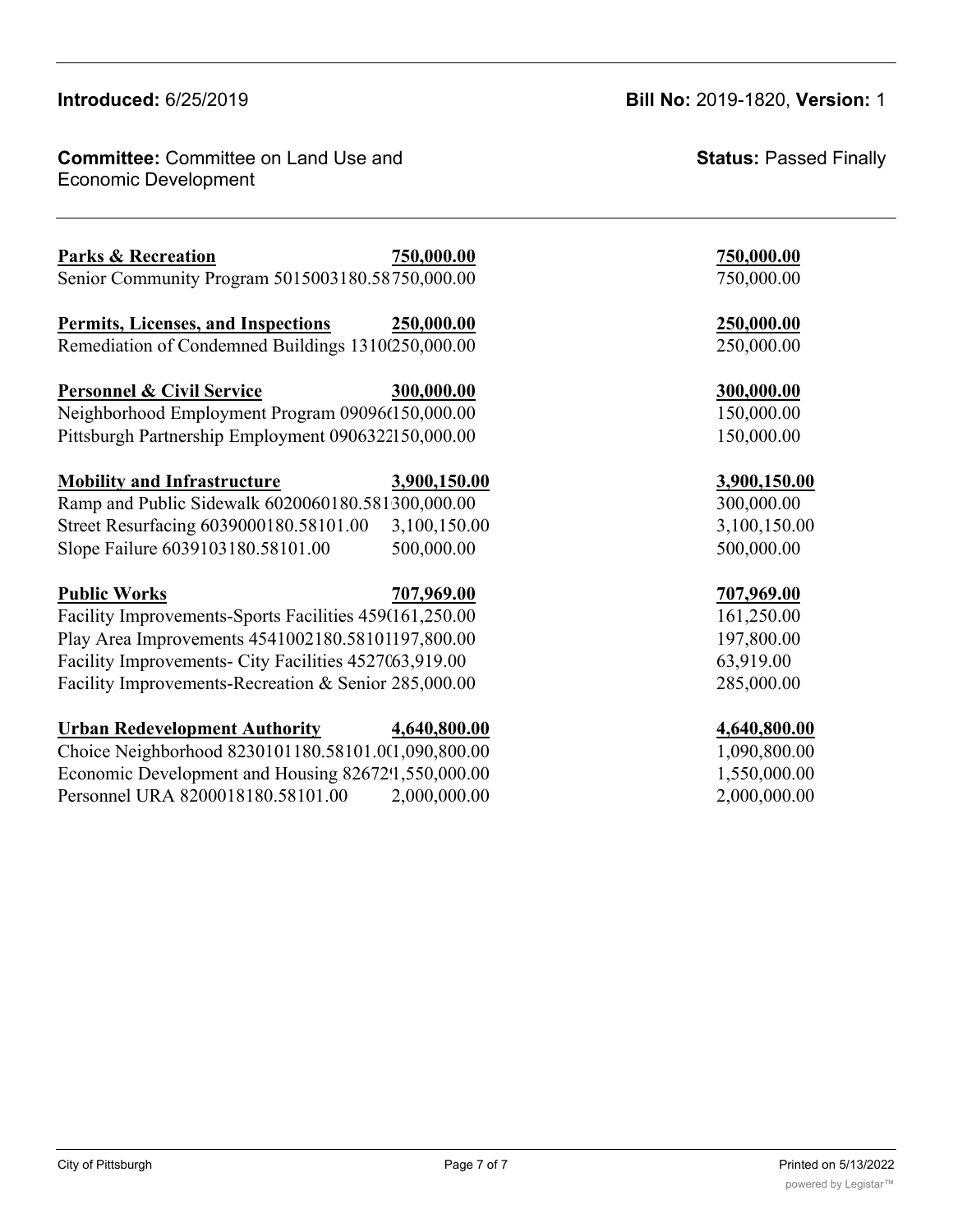**Introduced:** 6/25/2019 **Bill No:** 2019-1820, **Version:** 1

**Committee:** Committee on Land Use and Economic Development **Status:** Passed Finally

| | | |
|---|---|---|
| **Parks & Recreation** | **750,000.00** | **750,000.00** |
| Senior Community Program 5015003180.58750,000.00 | | 750,000.00 |
| **Permits, Licenses, and Inspections** | **250,000.00** | **250,000.00** |
| Remediation of Condemned Buildings 1310(250,000.00 | | 250,000.00 |
| **Personnel & Civil Service** | **300,000.00** | **300,000.00** |
| Neighborhood Employment Program 09096(150,000.00 | | 150,000.00 |
| Pittsburgh Partnership Employment 0906322150,000.00 | | 150,000.00 |
| **Mobility and Infrastructure** | **3,900,150.00** | **3,900,150.00** |
| Ramp and Public Sidewalk 6020060180.581300,000.00 | | 300,000.00 |
| Street Resurfacing 6039000180.58101.00 | 3,100,150.00 | 3,100,150.00 |
| Slope Failure 6039103180.58101.00 | 500,000.00 | 500,000.00 |
| **Public Works** | **707,969.00** | **707,969.00** |
| Facility Improvements-Sports Facilities 459(161,250.00 | | 161,250.00 |
| Play Area Improvements 4541002180.58101197,800.00 | | 197,800.00 |
| Facility Improvements- City Facilities 4527(63,919.00 | | 63,919.00 |
| Facility Improvements-Recreation & Senior 285,000.00 | | 285,000.00 |
| **Urban Redevelopment Authority** | **4,640,800.00** | **4,640,800.00** |
| Choice Neighborhood 8230101180.58101.0(1,090,800.00 | | 1,090,800.00 |
| Economic Development and Housing 82672(1,550,000.00 | | 1,550,000.00 |
| Personnel URA 8200018180.58101.00 | 2,000,000.00 | 2,000,000.00 |